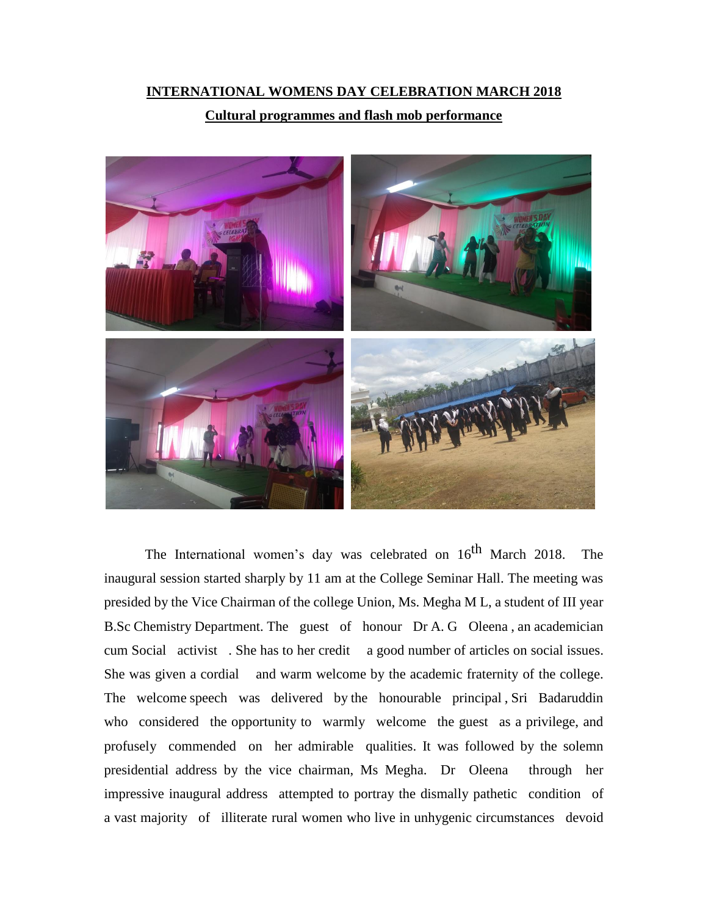# INTERNATIONAL WOMENS DAY CELEBRATION MARCH 2018

## Cultural programmes and flash mob performance

The International women's day was celebrated on 16th March 2018. The inaugural session started sharply by 11 am at the College Seminar Hall. The meeting was presided by the Vice Chairman of the college Union, Ms. Megha M L, a student of III year B.Sc Chemistry Department. The guest of honour Dr A. G Oleena , an academician cum Social activist . She has to her credit a good number of articles on social issues. She was given a cordial and warm welcome by the academic fraternity of the college. The welcome speech was delivered by the honourable principal , Sri Badaruddin who considered the opportunity to warmly welcome the guest as a privilege, and profusely commended on her admirable qualities. It was followed by the solemn presidential address by the vice chairman, Ms Megha. Dr Oleena through her impressive inaugural address attempted to portray the dismally pathetic condition of a vast majority of illiterate rural women who live in unhygenic circumstances devoid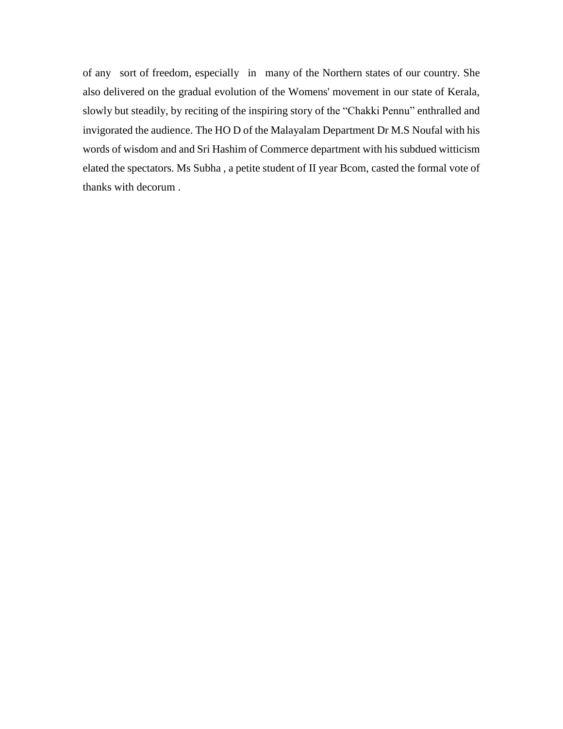of any sort of freedom, especially in many of the Northern states of our country. She also delivered on the gradual evolution of the Womens' movement in our state of Kerala, slowly but steadily, by reciting of the inspiring story of the “Chakki Pennu” enthralled and invigorated the audience. The HO D of the Malayalam Department Dr M.S Noufal with his words of wisdom and and Sri Hashim of Commerce department with his subdued witticism elated the spectators. Ms Subha , a petite student of II year Bcom, casted the formal vote of thanks with decorum .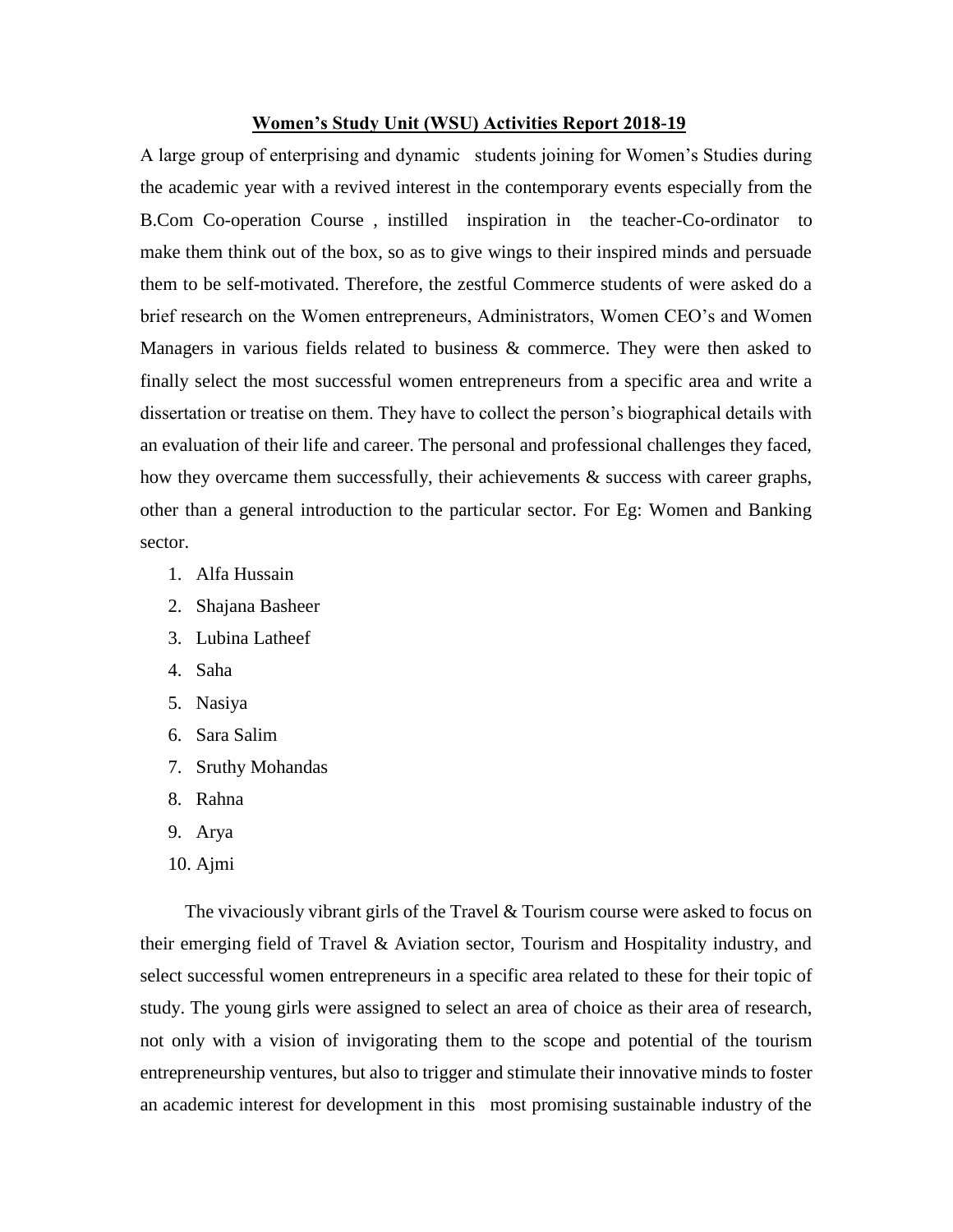**Women's Study Unit (WSU) Activities Report 2018-19**

A large group of enterprising and dynamic students joining for Women's Studies during the academic year with a revived interest in the contemporary events especially from the B.Com Co-operation Course , instilled inspiration in the teacher-Co-ordinator to make them think out of the box, so as to give wings to their inspired minds and persuade them to be self-motivated. Therefore, the zestful Commerce students of were asked do a brief research on the Women entrepreneurs, Administrators, Women CEO's and Women Managers in various fields related to business & commerce. They were then asked to finally select the most successful women entrepreneurs from a specific area and write a dissertation or treatise on them. They have to collect the person's biographical details with an evaluation of their life and career. The personal and professional challenges they faced, how they overcame them successfully, their achievements & success with career graphs, other than a general introduction to the particular sector. For Eg: Women and Banking sector.

1. Alfa Hussain
2. Shajana Basheer
3. Lubina Latheef
4. Saha
5. Nasiya
6. Sara Salim
7. Sruthy Mohandas
8. Rahna
9. Arya
10. Ajmi

The vivaciously vibrant girls of the Travel & Tourism course were asked to focus on their emerging field of Travel & Aviation sector, Tourism and Hospitality industry, and select successful women entrepreneurs in a specific area related to these for their topic of study. The young girls were assigned to select an area of choice as their area of research, not only with a vision of invigorating them to the scope and potential of the tourism entrepreneurship ventures, but also to trigger and stimulate their innovative minds to foster an academic interest for development in this most promising sustainable industry of the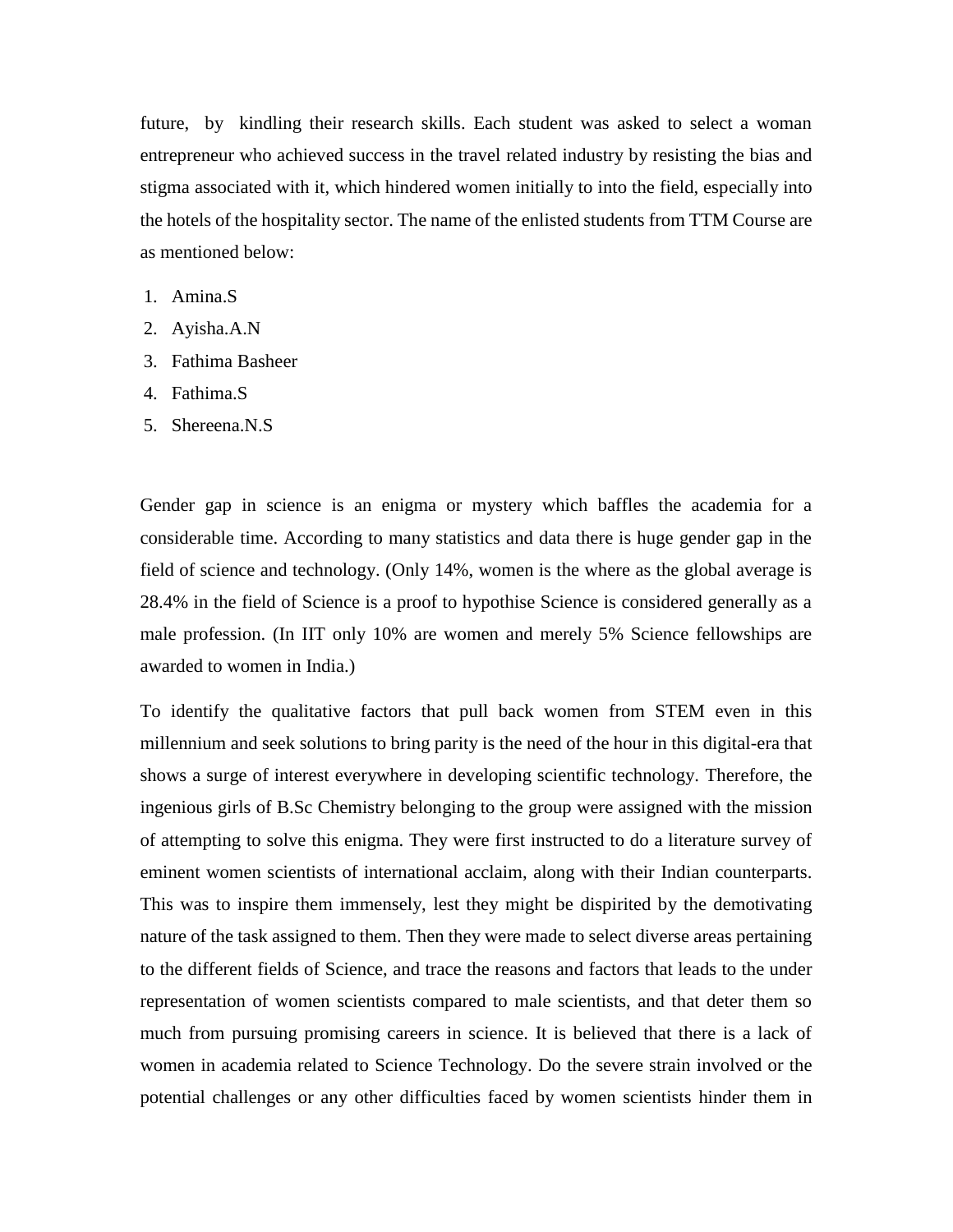future, by kindling their research skills. Each student was asked to select a woman entrepreneur who achieved success in the travel related industry by resisting the bias and stigma associated with it, which hindered women initially to into the field, especially into the hotels of the hospitality sector. The name of the enlisted students from TTM Course are as mentioned below:

1. Amina.S
2. Ayisha.A.N
3. Fathima Basheer
4. Fathima.S
5. Shereena.N.S

Gender gap in science is an enigma or mystery which baffles the academia for a considerable time. According to many statistics and data there is huge gender gap in the field of science and technology. (Only 14%, women is the where as the global average is 28.4% in the field of Science is a proof to hypothise Science is considered generally as a male profession. (In IIT only 10% are women and merely 5% Science fellowships are awarded to women in India.)

To identify the qualitative factors that pull back women from STEM even in this millennium and seek solutions to bring parity is the need of the hour in this digital-era that shows a surge of interest everywhere in developing scientific technology. Therefore, the ingenious girls of B.Sc Chemistry belonging to the group were assigned with the mission of attempting to solve this enigma. They were first instructed to do a literature survey of eminent women scientists of international acclaim, along with their Indian counterparts. This was to inspire them immensely, lest they might be dispirited by the demotivating nature of the task assigned to them. Then they were made to select diverse areas pertaining to the different fields of Science, and trace the reasons and factors that leads to the under representation of women scientists compared to male scientists, and that deter them so much from pursuing promising careers in science. It is believed that there is a lack of women in academia related to Science Technology. Do the severe strain involved or the potential challenges or any other difficulties faced by women scientists hinder them in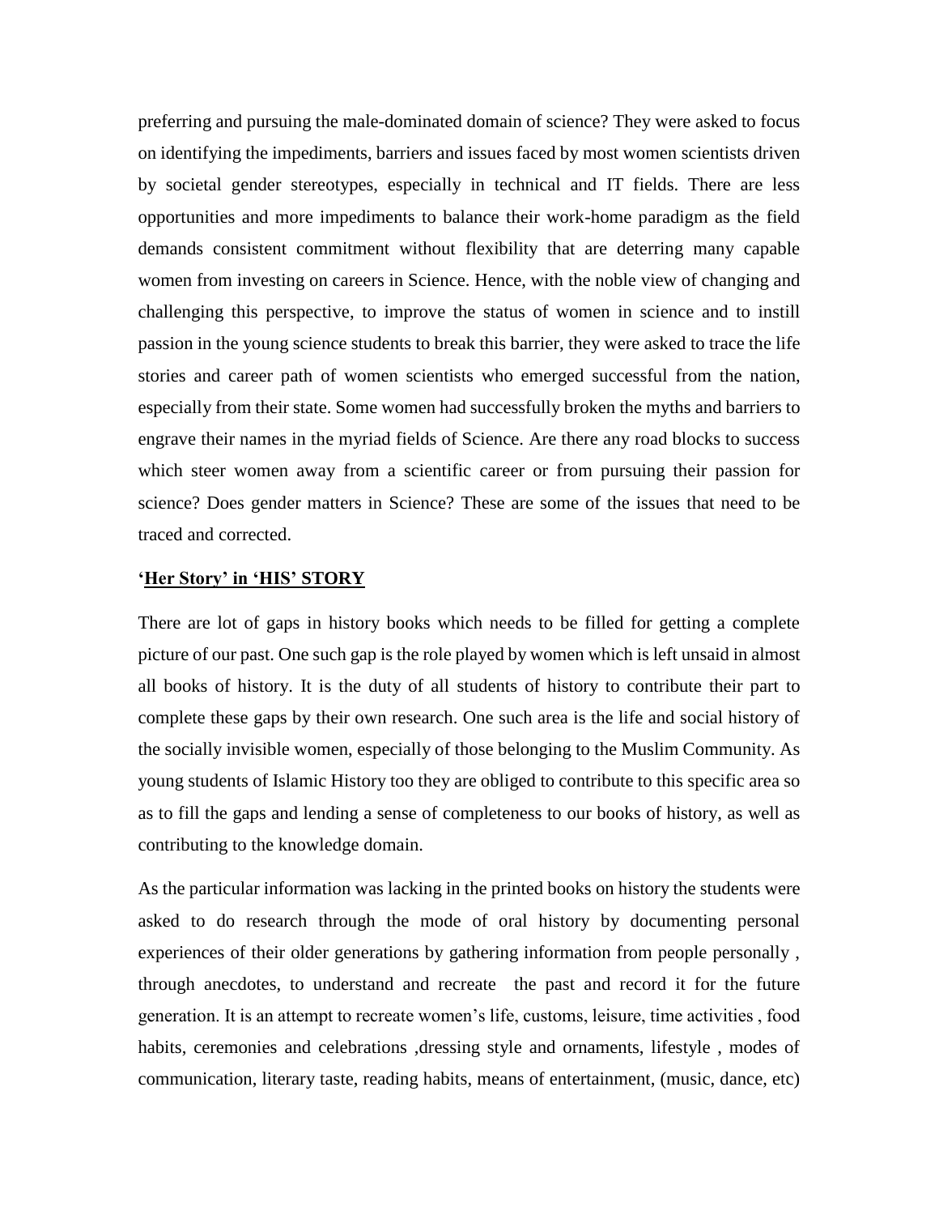preferring and pursuing the male-dominated domain of science? They were asked to focus on identifying the impediments, barriers and issues faced by most women scientists driven by societal gender stereotypes, especially in technical and IT fields. There are less opportunities and more impediments to balance their work-home paradigm as the field demands consistent commitment without flexibility that are deterring many capable women from investing on careers in Science. Hence, with the noble view of changing and challenging this perspective, to improve the status of women in science and to instill passion in the young science students to break this barrier, they were asked to trace the life stories and career path of women scientists who emerged successful from the nation, especially from their state. Some women had successfully broken the myths and barriers to engrave their names in the myriad fields of Science. Are there any road blocks to success which steer women away from a scientific career or from pursuing their passion for science? Does gender matters in Science? These are some of the issues that need to be traced and corrected.

**'Her Story' in 'HIS' STORY**

There are lot of gaps in history books which needs to be filled for getting a complete picture of our past. One such gap is the role played by women which is left unsaid in almost all books of history. It is the duty of all students of history to contribute their part to complete these gaps by their own research. One such area is the life and social history of the socially invisible women, especially of those belonging to the Muslim Community. As young students of Islamic History too they are obliged to contribute to this specific area so as to fill the gaps and lending a sense of completeness to our books of history, as well as contributing to the knowledge domain.

As the particular information was lacking in the printed books on history the students were asked to do research through the mode of oral history by documenting personal experiences of their older generations by gathering information from people personally , through anecdotes, to understand and recreate the past and record it for the future generation. It is an attempt to recreate women's life, customs, leisure, time activities , food habits, ceremonies and celebrations ,dressing style and ornaments, lifestyle , modes of communication, literary taste, reading habits, means of entertainment, (music, dance, etc)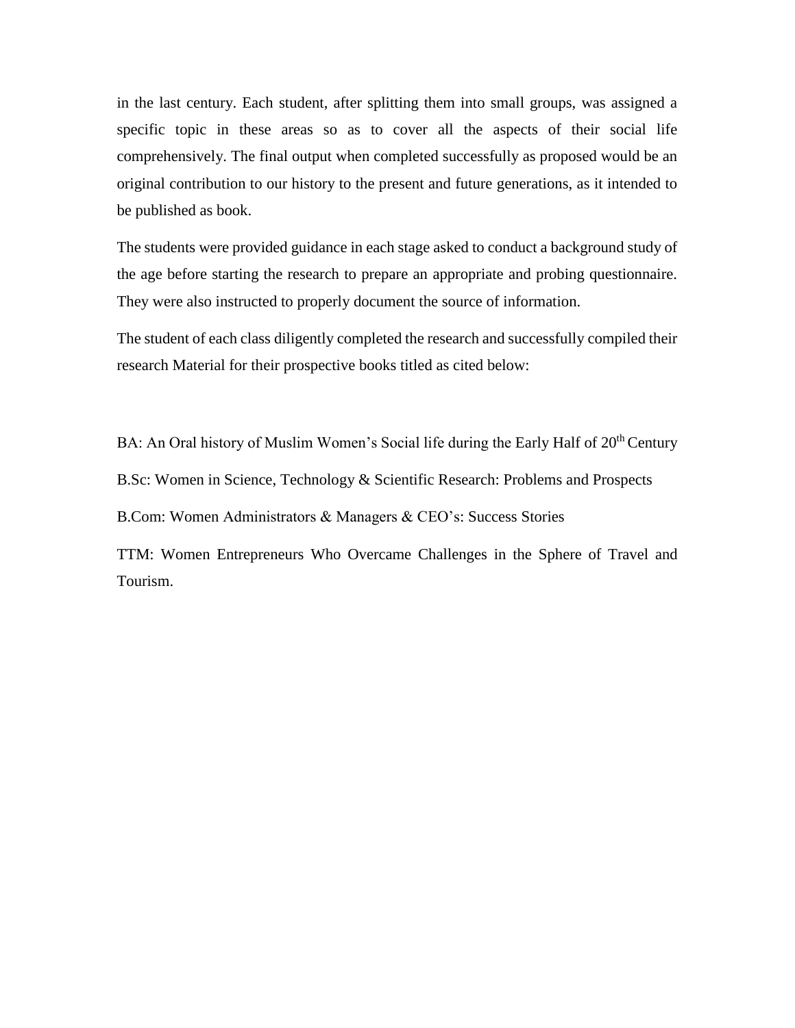in the last century. Each student, after splitting them into small groups, was assigned a specific topic in these areas so as to cover all the aspects of their social life comprehensively. The final output when completed successfully as proposed would be an original contribution to our history to the present and future generations, as it intended to be published as book.

The students were provided guidance in each stage asked to conduct a background study of the age before starting the research to prepare an appropriate and probing questionnaire. They were also instructed to properly document the source of information.

The student of each class diligently completed the research and successfully compiled their research Material for their prospective books titled as cited below:

BA: An Oral history of Muslim Women's Social life during the Early Half of 20th Century

B.Sc: Women in Science, Technology & Scientific Research: Problems and Prospects

B.Com: Women Administrators & Managers & CEO's: Success Stories

TTM: Women Entrepreneurs Who Overcame Challenges in the Sphere of Travel and Tourism.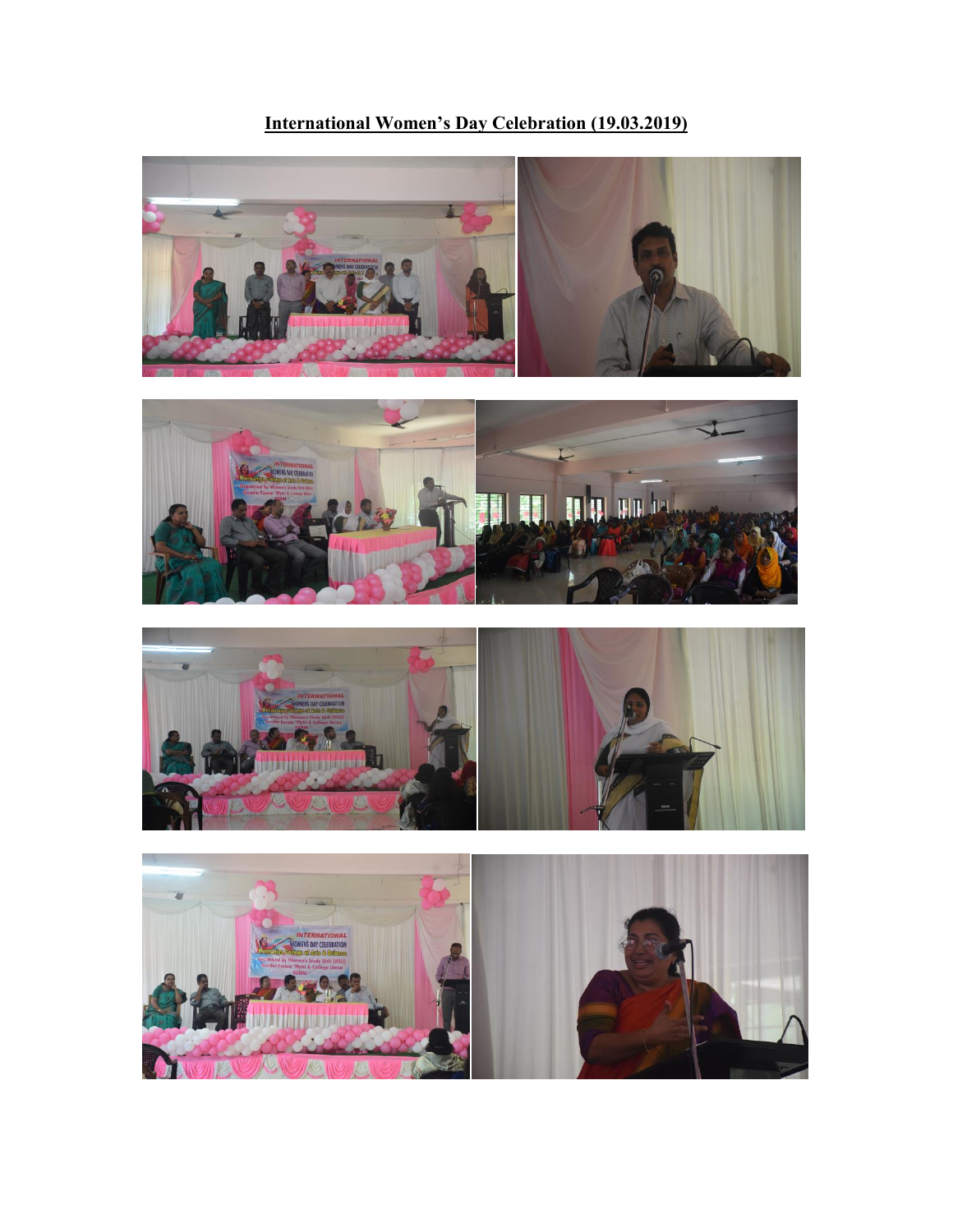**International Women's Day Celebration (19.03.2019)**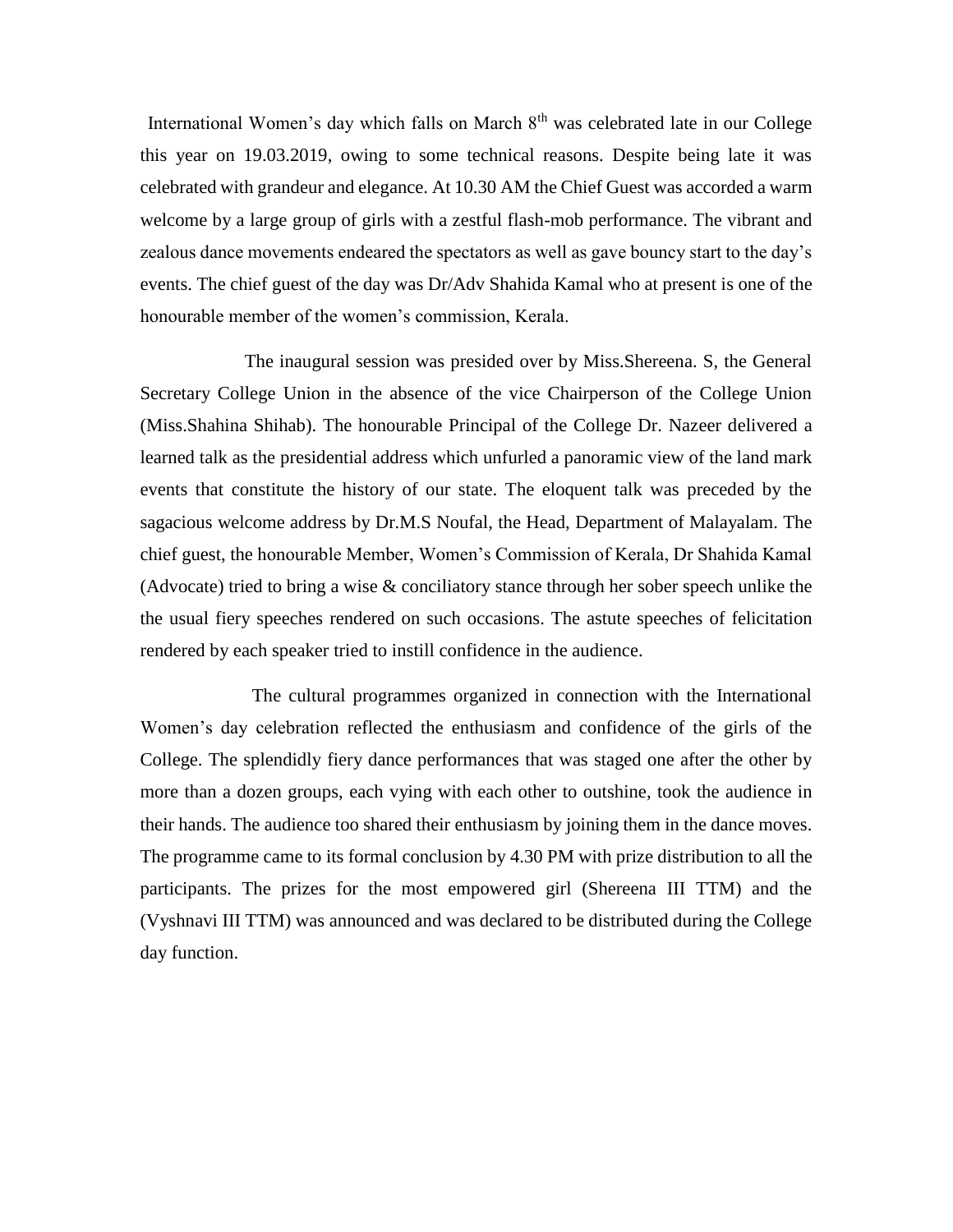International Women's day which falls on March 8th was celebrated late in our College this year on 19.03.2019, owing to some technical reasons. Despite being late it was celebrated with grandeur and elegance. At 10.30 AM the Chief Guest was accorded a warm welcome by a large group of girls with a zestful flash-mob performance. The vibrant and zealous dance movements endeared the spectators as well as gave bouncy start to the day's events. The chief guest of the day was Dr/Adv Shahida Kamal who at present is one of the honourable member of the women's commission, Kerala.

The inaugural session was presided over by Miss.Shereena. S, the General Secretary College Union in the absence of the vice Chairperson of the College Union (Miss.Shahina Shihab). The honourable Principal of the College Dr. Nazeer delivered a learned talk as the presidential address which unfurled a panoramic view of the land mark events that constitute the history of our state. The eloquent talk was preceded by the sagacious welcome address by Dr.M.S Noufal, the Head, Department of Malayalam. The chief guest, the honourable Member, Women's Commission of Kerala, Dr Shahida Kamal (Advocate) tried to bring a wise & conciliatory stance through her sober speech unlike the the usual fiery speeches rendered on such occasions. The astute speeches of felicitation rendered by each speaker tried to instill confidence in the audience.

The cultural programmes organized in connection with the International Women's day celebration reflected the enthusiasm and confidence of the girls of the College. The splendidly fiery dance performances that was staged one after the other by more than a dozen groups, each vying with each other to outshine, took the audience in their hands. The audience too shared their enthusiasm by joining them in the dance moves. The programme came to its formal conclusion by 4.30 PM with prize distribution to all the participants. The prizes for the most empowered girl (Shereena III TTM) and the (Vyshnavi III TTM) was announced and was declared to be distributed during the College day function.